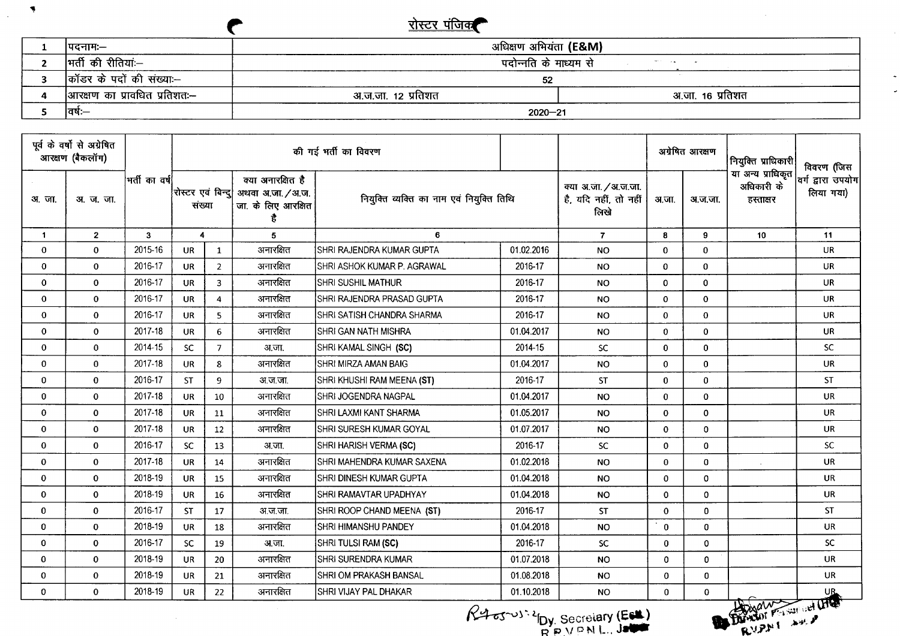## रोस्टर पंजिका

| 1 | पदनामः— | अधिक्षण अभियंता (E&M) | |
|---|---|---|---|
| 2 | भर्ती की रीतियां:— | पदोन्नति के माध्यम से | |
| 3 | कॉडर के पदों की संख्या:— | 52 | |
| 4 | आरक्षण का प्रावधित प्रतिशत:— | अ.ज.जा. 12 प्रतिशत | अ.जा. 16 प्रतिशत |
| 5 | वर्ष:— | 2020—21 | |

| पूर्व के वर्षों से अग्रेषित आरक्षण (बैकलॉग) | | भर्ती का वर्ष | की गई भर्ती का विवरण | | | | | क्या अ.जा./अ.ज.जा. है, यदि नहीं, तो नहीं लिखे | अग्रेषित आरक्षण | | नियुक्ति प्राधिकारी या अन्य प्राधिकृत अधिकारी के हस्ताक्षर | विवरण (जिस वर्ग द्वारा उपयोग लिया गया) |
|---|---|---|---|---|---|---|---|---|---|---|---|---|
| अ. जा. | अ. ज. जा. | | रोस्टर एवं बिन्दु संख्या | | क्या अनारक्षित है अथवा अ.जा./अ.ज.जा. के लिए आरक्षित है | नियुक्ति व्यक्ति का नाम एवं नियुक्ति तिथि | | | अ.जा. | अ.ज.जा. | | |
| 1 | 2 | 3 | 4 | | 5 | 6 | | 7 | 8 | 9 | 10 | 11 |
| 0 | 0 | 2015-16 | UR | 1 | अनारक्षित | SHRI RAJENDRA KUMAR GUPTA | 01.02.2016 | NO | 0 | 0 | | UR |
| 0 | 0 | 2016-17 | UR | 2 | अनारक्षित | SHRI ASHOK KUMAR P. AGRAWAL | 2016-17 | NO | 0 | 0 | | UR |
| 0 | 0 | 2016-17 | UR | 3 | अनारक्षित | SHRI SUSHIL MATHUR | 2016-17 | NO | 0 | 0 | | UR |
| 0 | 0 | 2016-17 | UR | 4 | अनारक्षित | SHRI RAJENDRA PRASAD GUPTA | 2016-17 | NO | 0 | 0 | | UR |
| 0 | 0 | 2016-17 | UR | 5 | अनारक्षित | SHRI SATISH CHANDRA SHARMA | 2016-17 | NO | 0 | 0 | | UR |
| 0 | 0 | 2017-18 | UR | 6 | अनारक्षित | SHRI GAN NATH MISHRA | 01.04.2017 | NO | 0 | 0 | | UR |
| 0 | 0 | 2014-15 | SC | 7 | अ.जा. | SHRI KAMAL SINGH (SC) | 2014-15 | SC | 0 | 0 | | SC |
| 0 | 0 | 2017-18 | UR | 8 | अनारक्षित | SHRI MIRZA AMAN BAIG | 01.04.2017 | NO | 0 | 0 | | UR |
| 0 | 0 | 2016-17 | ST | 9 | अ.ज.जा. | SHRI KHUSHI RAM MEENA (ST) | 2016-17 | ST | 0 | 0 | | ST |
| 0 | 0 | 2017-18 | UR | 10 | अनारक्षित | SHRI JOGENDRA NAGPAL | 01.04.2017 | NO | 0 | 0 | | UR |
| 0 | 0 | 2017-18 | UR | 11 | अनारक्षित | SHRI LAXMI KANT SHARMA | 01.05.2017 | NO | 0 | 0 | | UR |
| 0 | 0 | 2017-18 | UR | 12 | अनारक्षित | SHRI SURESH KUMAR GOYAL | 01.07.2017 | NO | 0 | 0 | | UR |
| 0 | 0 | 2016-17 | SC | 13 | अ.जा. | SHRI HARISH VERMA (SC) | 2016-17 | SC | 0 | 0 | | SC |
| 0 | 0 | 2017-18 | UR | 14 | अनारक्षित | SHRI MAHENDRA KUMAR SAXENA | 01.02.2018 | NO | 0 | 0 | | UR |
| 0 | 0 | 2018-19 | UR | 15 | अनारक्षित | SHRI DINESH KUMAR GUPTA | 01.04.2018 | NO | 0 | 0 | | UR |
| 0 | 0 | 2018-19 | UR | 16 | अनारक्षित | SHRI RAMAVTAR UPADHYAY | 01.04.2018 | NO | 0 | 0 | | UR |
| 0 | 0 | 2016-17 | ST | 17 | अ.ज.जा. | SHRI ROOP CHAND MEENA (ST) | 2016-17 | ST | 0 | 0 | | ST |
| 0 | 0 | 2018-19 | UR | 18 | अनारक्षित | SHRI HIMANSHU PANDEY | 01.04.2018 | NO | 0 | 0 | | UR |
| 0 | 0 | 2016-17 | SC | 19 | अ.जा. | SHRI TULSI RAM (SC) | 2016-17 | SC | 0 | 0 | | SC |
| 0 | 0 | 2018-19 | UR | 20 | अनारक्षित | SHRI SURENDRA KUMAR | 01.07.2018 | NO | 0 | 0 | | UR |
| 0 | 0 | 2018-19 | UR | 21 | अनारक्षित | SHRI OM PRAKASH BANSAL | 01.08.2018 | NO | 0 | 0 | | UR |
| 0 | 0 | 2018-19 | UR | 22 | अनारक्षित | SHRI VIJAY PAL DHAKAR | 01.10.2018 | NO | 0 | 0 | | UR |

Dy. Secretary (Estt.)
R.R.V.P.N.L., Jaipur

Director Personnel
RVPNL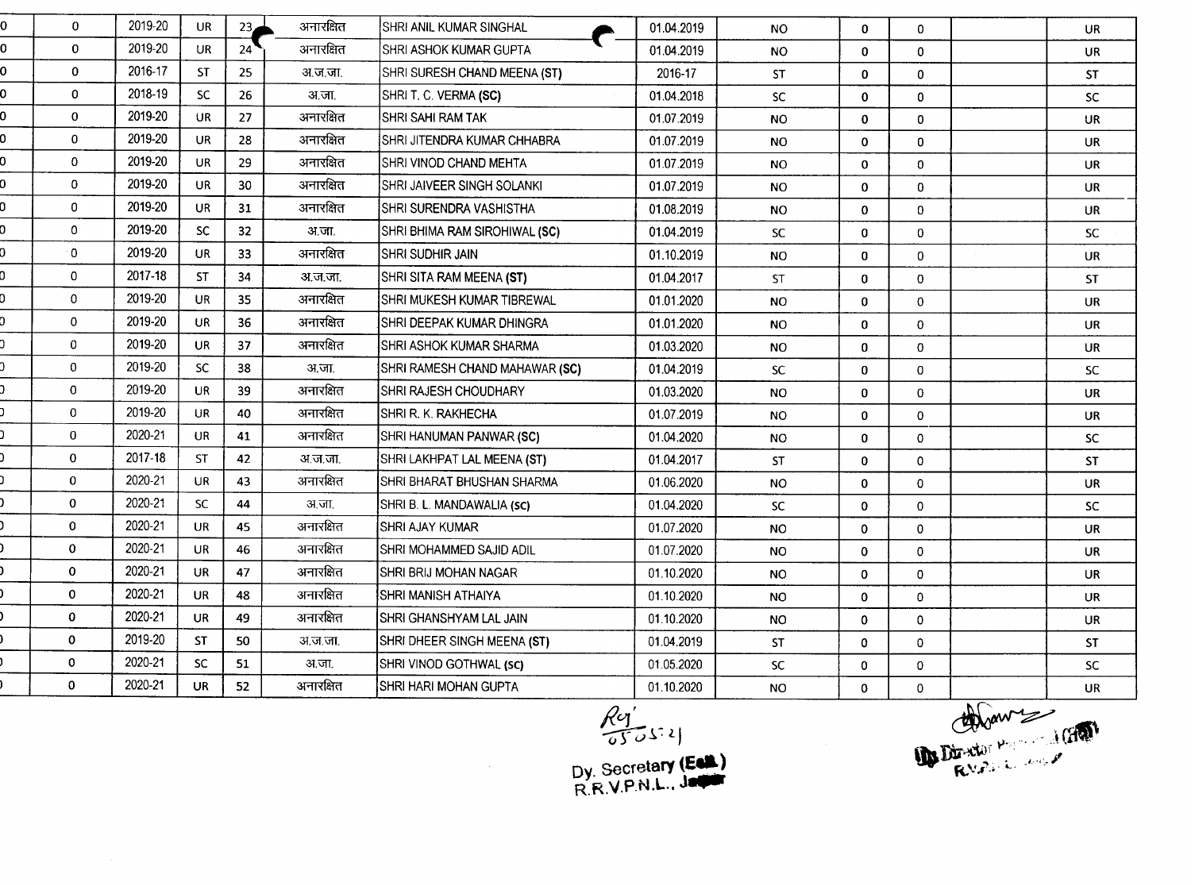| | | | | | | | | | | | | | |
|---|---|---|---|---|---|---|---|---|---|---|---|---|---|
| 0 | 0 | 2019-20 | UR | 23 | अनारक्षित | SHRI ANIL KUMAR SINGHAL | 01.04.2019 | NO | 0 | 0 | | UR |
| 0 | 0 | 2019-20 | UR | 24 | अनारक्षित | SHRI ASHOK KUMAR GUPTA | 01.04.2019 | NO | 0 | 0 | | UR |
| 0 | 0 | 2016-17 | ST | 25 | अ.ज.जा. | SHRI SURESH CHAND MEENA **(ST)** | 2016-17 | ST | 0 | 0 | | ST |
| 0 | 0 | 2018-19 | SC | 26 | अ.जा. | SHRI T. C. VERMA **(SC)** | 01.04.2018 | SC | 0 | 0 | | SC |
| 0 | 0 | 2019-20 | UR | 27 | अनारक्षित | SHRI SAHI RAM TAK | 01.07.2019 | NO | 0 | 0 | | UR |
| 0 | 0 | 2019-20 | UR | 28 | अनारक्षित | SHRI JITENDRA KUMAR CHHABRA | 01.07.2019 | NO | 0 | 0 | | UR |
| 0 | 0 | 2019-20 | UR | 29 | अनारक्षित | SHRI VINOD CHAND MEHTA | 01.07.2019 | NO | 0 | 0 | | UR |
| 0 | 0 | 2019-20 | UR | 30 | अनारक्षित | SHRI JAIVEER SINGH SOLANKI | 01.07.2019 | NO | 0 | 0 | | UR |
| 0 | 0 | 2019-20 | UR | 31 | अनारक्षित | SHRI SURENDRA VASHISTHA | 01.08.2019 | NO | 0 | 0 | | UR |
| 0 | 0 | 2019-20 | SC | 32 | अ.जा. | SHRI BHIMA RAM SIROHIWAL **(SC)** | 01.04.2019 | SC | 0 | 0 | | SC |
| 0 | 0 | 2019-20 | UR | 33 | अनारक्षित | SHRI SUDHIR JAIN | 01.10.2019 | NO | 0 | 0 | | UR |
| 0 | 0 | 2017-18 | ST | 34 | अ.ज.जा. | SHRI SITA RAM MEENA **(ST)** | 01.04.2017 | ST | 0 | 0 | | ST |
| 0 | 0 | 2019-20 | UR | 35 | अनारक्षित | SHRI MUKESH KUMAR TIBREWAL | 01.01.2020 | NO | 0 | 0 | | UR |
| 0 | 0 | 2019-20 | UR | 36 | अनारक्षित | SHRI DEEPAK KUMAR DHINGRA | 01.01.2020 | NO | 0 | 0 | | UR |
| 0 | 0 | 2019-20 | UR | 37 | अनारक्षित | SHRI ASHOK KUMAR SHARMA | 01.03.2020 | NO | 0 | 0 | | UR |
| 0 | 0 | 2019-20 | SC | 38 | अ.जा. | SHRI RAMESH CHAND MAHAWAR **(SC)** | 01.04.2019 | SC | 0 | 0 | | SC |
| 0 | 0 | 2019-20 | UR | 39 | अनारक्षित | SHRI RAJESH CHOUDHARY | 01.03.2020 | NO | 0 | 0 | | UR |
| 0 | 0 | 2019-20 | UR | 40 | अनारक्षित | SHRI R. K. RAKHECHA | 01.07.2019 | NO | 0 | 0 | | UR |
| 0 | 0 | 2020-21 | UR | 41 | अनारक्षित | SHRI HANUMAN PANWAR **(SC)** | 01.04.2020 | NO | 0 | 0 | | SC |
| 0 | 0 | 2017-18 | ST | 42 | अ.ज.जा. | SHRI LAKHPAT LAL MEENA **(ST)** | 01.04.2017 | ST | 0 | 0 | | ST |
| 0 | 0 | 2020-21 | UR | 43 | अनारक्षित | SHRI BHARAT BHUSHAN SHARMA | 01.06.2020 | NO | 0 | 0 | | UR |
| 0 | 0 | 2020-21 | SC | 44 | अ.जा. | SHRI B. L. MANDAWALIA **(SC)** | 01.04.2020 | SC | 0 | 0 | | SC |
| 0 | 0 | 2020-21 | UR | 45 | अनारक्षित | SHRI AJAY KUMAR | 01.07.2020 | NO | 0 | 0 | | UR |
| 0 | 0 | 2020-21 | UR | 46 | अनारक्षित | SHRI MOHAMMED SAJID ADIL | 01.07.2020 | NO | 0 | 0 | | UR |
| 0 | 0 | 2020-21 | UR | 47 | अनारक्षित | SHRI BRIJ MOHAN NAGAR | 01.10.2020 | NO | 0 | 0 | | UR |
| 0 | 0 | 2020-21 | UR | 48 | अनारक्षित | SHRI MANISH ATHAIYA | 01.10.2020 | NO | 0 | 0 | | UR |
| 0 | 0 | 2020-21 | UR | 49 | अनारक्षित | SHRI GHANSHYAM LAL JAIN | 01.10.2020 | NO | 0 | 0 | | UR |
| 0 | 0 | 2019-20 | ST | 50 | अ.ज.जा. | SHRI DHEER SINGH MEENA **(ST)** | 01.04.2019 | ST | 0 | 0 | | ST |
| 0 | 0 | 2020-21 | SC | 51 | अ.जा. | SHRI VINOD GOTHWAL **(SC)** | 01.05.2020 | SC | 0 | 0 | | SC |
| 0 | 0 | 2020-21 | UR | 52 | अनारक्षित | SHRI HARI MOHAN GUPTA | 01.10.2020 | NO | 0 | 0 | | UR |

05.05.21

Dy. Secretary **(Estt.)**
R.R.V.P.N.L., Jaipur

Dy. Director Personnel (HQ)
R.V.P.N.L.